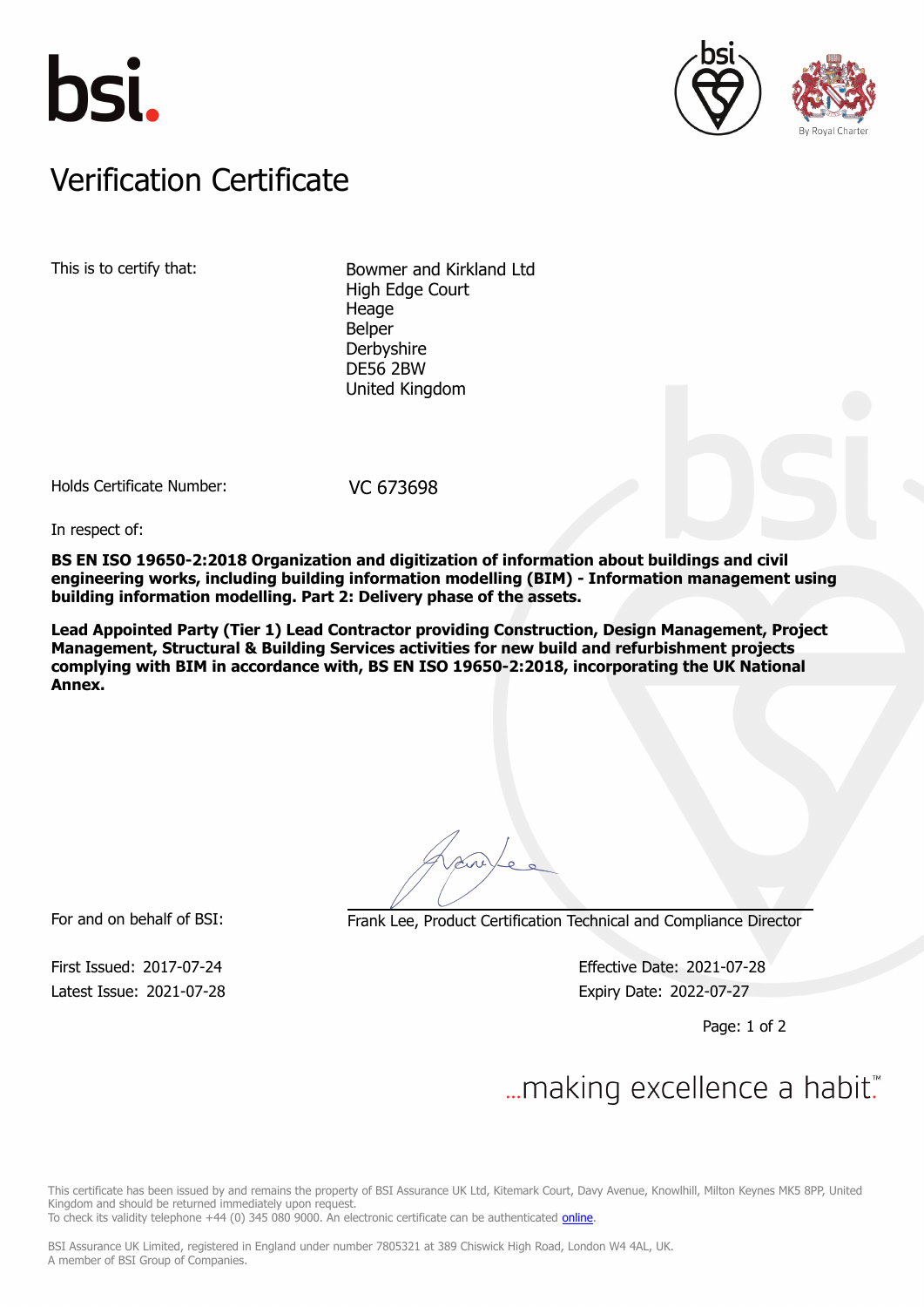bsi.

# Verification Certificate

This is to certify that:

Bowmer and Kirkland Ltd
High Edge Court
Heage
Belper
Derbyshire
DE56 2BW
United Kingdom

Holds Certificate Number: VC 673698

In respect of:

**BS EN ISO 19650-2:2018 Organization and digitization of information about buildings and civil engineering works, including building information modelling (BIM) - Information management using building information modelling. Part 2: Delivery phase of the assets.**

**Lead Appointed Party (Tier 1) Lead Contractor providing Construction, Design Management, Project Management, Structural & Building Services activities for new build and refurbishment projects complying with BIM in accordance with, BS EN ISO 19650-2:2018, incorporating the UK National Annex.**

For and on behalf of BSI: Frank Lee, Product Certification Technical and Compliance Director

First Issued: 2017-07-24
Latest Issue: 2021-07-28

Effective Date: 2021-07-28
Expiry Date: 2022-07-27

...making excellence a habit.™

This certificate has been issued by and remains the property of BSI Assurance UK Ltd, Kitemark Court, Davy Avenue, Knowlhill, Milton Keynes MK5 8PP, United Kingdom and should be returned immediately upon request.
To check its validity telephone +44 (0) 345 080 9000. An electronic certificate can be authenticated online.

BSI Assurance UK Limited, registered in England under number 7805321 at 389 Chiswick High Road, London W4 4AL, UK.
A member of BSI Group of Companies.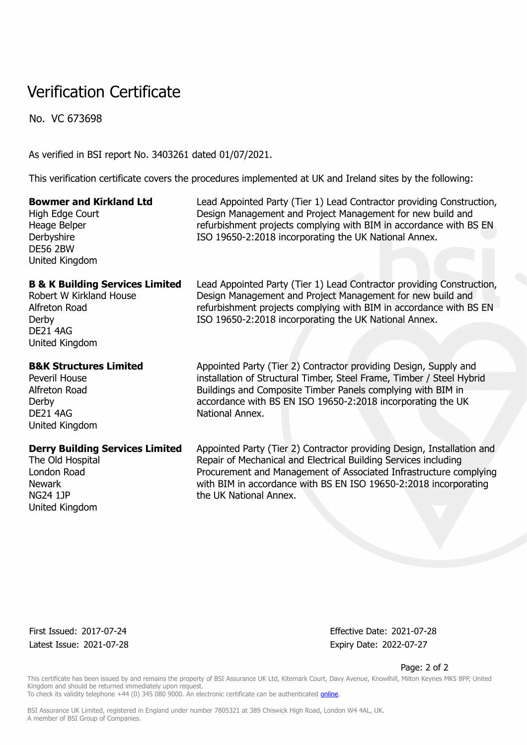# Verification Certificate

No. VC 673698

As verified in BSI report No. 3403261 dated 01/07/2021.

This verification certificate covers the procedures implemented at UK and Ireland sites by the following:

| | |
|---|---|
| **Bowmer and Kirkland Ltd**<br>High Edge Court<br>Heage Belper<br>Derbyshire<br>DE56 2BW<br>United Kingdom | Lead Appointed Party (Tier 1) Lead Contractor providing Construction, Design Management and Project Management for new build and refurbishment projects complying with BIM in accordance with BS EN ISO 19650-2:2018 incorporating the UK National Annex. |
| **B & K Building Services Limited**<br>Robert W Kirkland House<br>Alfreton Road<br>Derby<br>DE21 4AG<br>United Kingdom | Lead Appointed Party (Tier 1) Lead Contractor providing Construction, Design Management and Project Management for new build and refurbishment projects complying with BIM in accordance with BS EN ISO 19650-2:2018 incorporating the UK National Annex. |
| **B&K Structures Limited**<br>Peveril House<br>Alfreton Road<br>Derby<br>DE21 4AG<br>United Kingdom | Appointed Party (Tier 2) Contractor providing Design, Supply and installation of Structural Timber, Steel Frame, Timber / Steel Hybrid Buildings and Composite Timber Panels complying with BIM in accordance with BS EN ISO 19650-2:2018 incorporating the UK National Annex. |
| **Derry Building Services Limited**<br>The Old Hospital<br>London Road<br>Newark<br>NG24 1JP<br>United Kingdom | Appointed Party (Tier 2) Contractor providing Design, Installation and Repair of Mechanical and Electrical Building Services including Procurement and Management of Associated Infrastructure complying with BIM in accordance with BS EN ISO 19650-2:2018 incorporating the UK National Annex. |

First Issued: 2017-07-24
Latest Issue: 2021-07-28

Effective Date: 2021-07-28
Expiry Date: 2022-07-27

This certificate has been issued by and remains the property of BSI Assurance UK Ltd, Kitemark Court, Davy Avenue, Knowlhill, Milton Keynes MK5 8PP, United Kingdom and should be returned immediately upon request.
To check its validity telephone +44 (0) 345 080 9000. An electronic certificate can be authenticated online.

BSI Assurance UK Limited, registered in England under number 7805321 at 389 Chiswick High Road, London W4 4AL, UK.
A member of BSI Group of Companies.